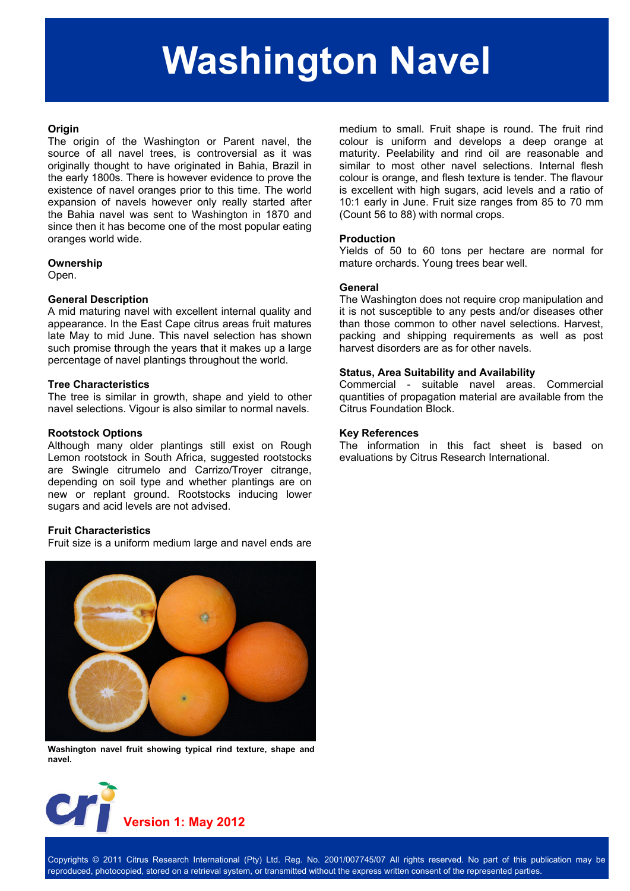# Washington Navel

### Origin

The origin of the Washington or Parent navel, the source of all navel trees, is controversial as it was originally thought to have originated in Bahia, Brazil in the early 1800s. There is however evidence to prove the existence of navel oranges prior to this time. The world expansion of navels however only really started after the Bahia navel was sent to Washington in 1870 and since then it has become one of the most popular eating oranges world wide.

### Ownership

Open.

### General Description

A mid maturing navel with excellent internal quality and appearance. In the East Cape citrus areas fruit matures late May to mid June. This navel selection has shown such promise through the years that it makes up a large percentage of navel plantings throughout the world.

### Tree Characteristics

The tree is similar in growth, shape and yield to other navel selections. Vigour is also similar to normal navels.

### Rootstock Options

Although many older plantings still exist on Rough Lemon rootstock in South Africa, suggested rootstocks are Swingle citrumelo and Carrizo/Troyer citrange, depending on soil type and whether plantings are on new or replant ground. Rootstocks inducing lower sugars and acid levels are not advised.

### Fruit Characteristics

Fruit size is a uniform medium large and navel ends are medium to small. Fruit shape is round. The fruit rind colour is uniform and develops a deep orange at maturity. Peelability and rind oil are reasonable and similar to most other navel selections. Internal flesh colour is orange, and flesh texture is tender. The flavour is excellent with high sugars, acid levels and a ratio of 10:1 early in June. Fruit size ranges from 85 to 70 mm (Count 56 to 88) with normal crops.

**Washington navel fruit showing typical rind texture, shape and navel.**

### Production

Yields of 50 to 60 tons per hectare are normal for mature orchards. Young trees bear well.

### General

The Washington does not require crop manipulation and it is not susceptible to any pests and/or diseases other than those common to other navel selections. Harvest, packing and shipping requirements as well as post harvest disorders are as for other navels.

### Status, Area Suitability and Availability

Commercial - suitable navel areas. Commercial quantities of propagation material are available from the Citrus Foundation Block.

### Key References

The information in this fact sheet is based on evaluations by Citrus Research International.

**Version 1: May 2012**

Copyrights © 2011 Citrus Research International (Pty) Ltd. Reg. No. 2001/007745/07 All rights reserved. No part of this publication may be reproduced, photocopied, stored on a retrieval system, or transmitted without the express written consent of the represented parties.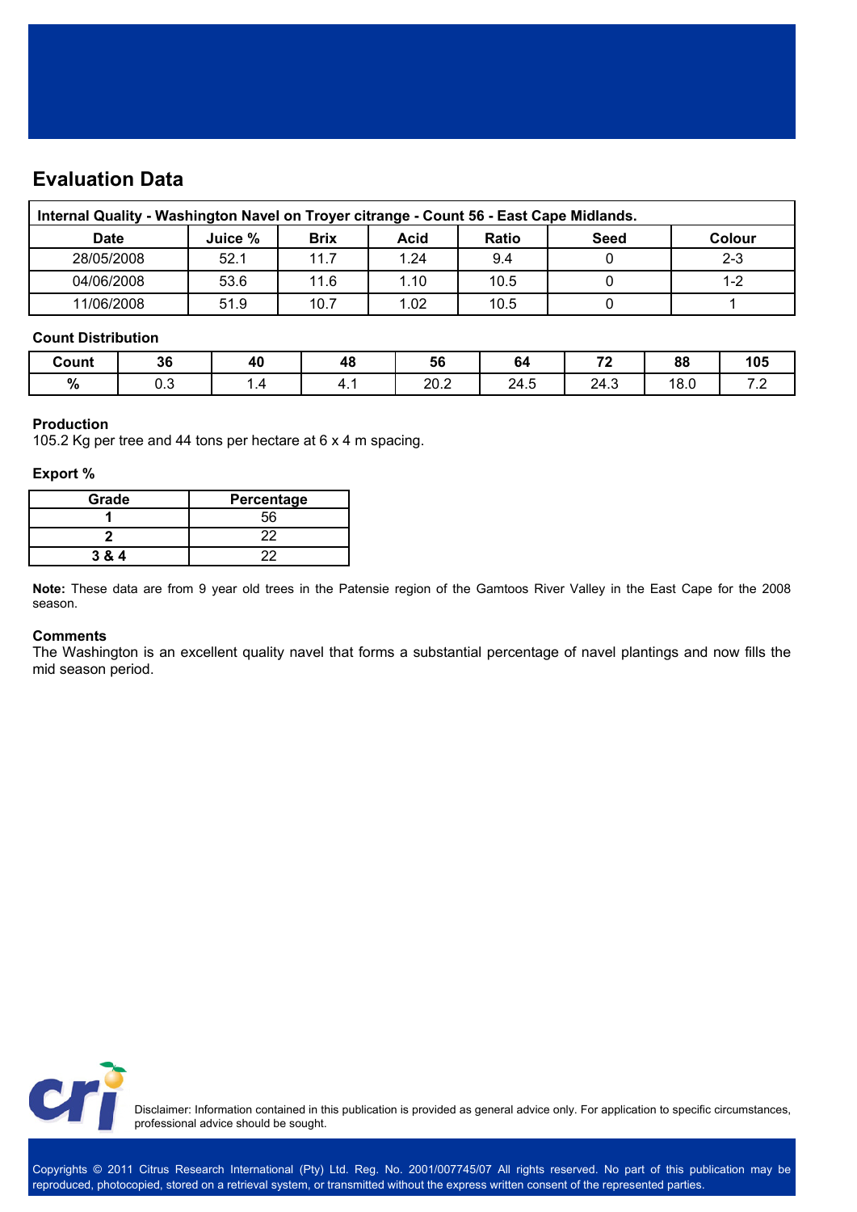## Evaluation Data

| Internal Quality - Washington Navel on Troyer citrange - Count 56 - East Cape Midlands. | | | | | | |
|---|---|---|---|---|---|---|
| **Date** | **Juice %** | **Brix** | **Acid** | **Ratio** | **Seed** | **Colour** |
| 28/05/2008 | 52.1 | 11.7 | 1.24 | 9.4 | 0 | 2-3 |
| 04/06/2008 | 53.6 | 11.6 | 1.10 | 10.5 | 0 | 1-2 |
| 11/06/2008 | 51.9 | 10.7 | 1.02 | 10.5 | 0 | 1 |

**Count Distribution**

| Count | 36 | 40 | 48 | 56 | 64 | 72 | 88 | 105 |
|---|---|---|---|---|---|---|---|---|
| % | 0.3 | 1.4 | 4.1 | 20.2 | 24.5 | 24.3 | 18.0 | 7.2 |

**Production**

105.2 Kg per tree and 44 tons per hectare at 6 x 4 m spacing.

**Export %**

| Grade | Percentage |
|---|---|
| **1** | 56 |
| **2** | 22 |
| **3 & 4** | 22 |

**Note:** These data are from 9 year old trees in the Patensie region of the Gamtoos River Valley in the East Cape for the 2008 season.

**Comments**

The Washington is an excellent quality navel that forms a substantial percentage of navel plantings and now fills the mid season period.

Disclaimer: Information contained in this publication is provided as general advice only. For application to specific circumstances, professional advice should be sought.

Copyrights © 2011 Citrus Research International (Pty) Ltd. Reg. No. 2001/007745/07 All rights reserved. No part of this publication may be reproduced, photocopied, stored on a retrieval system, or transmitted without the express written consent of the represented parties.